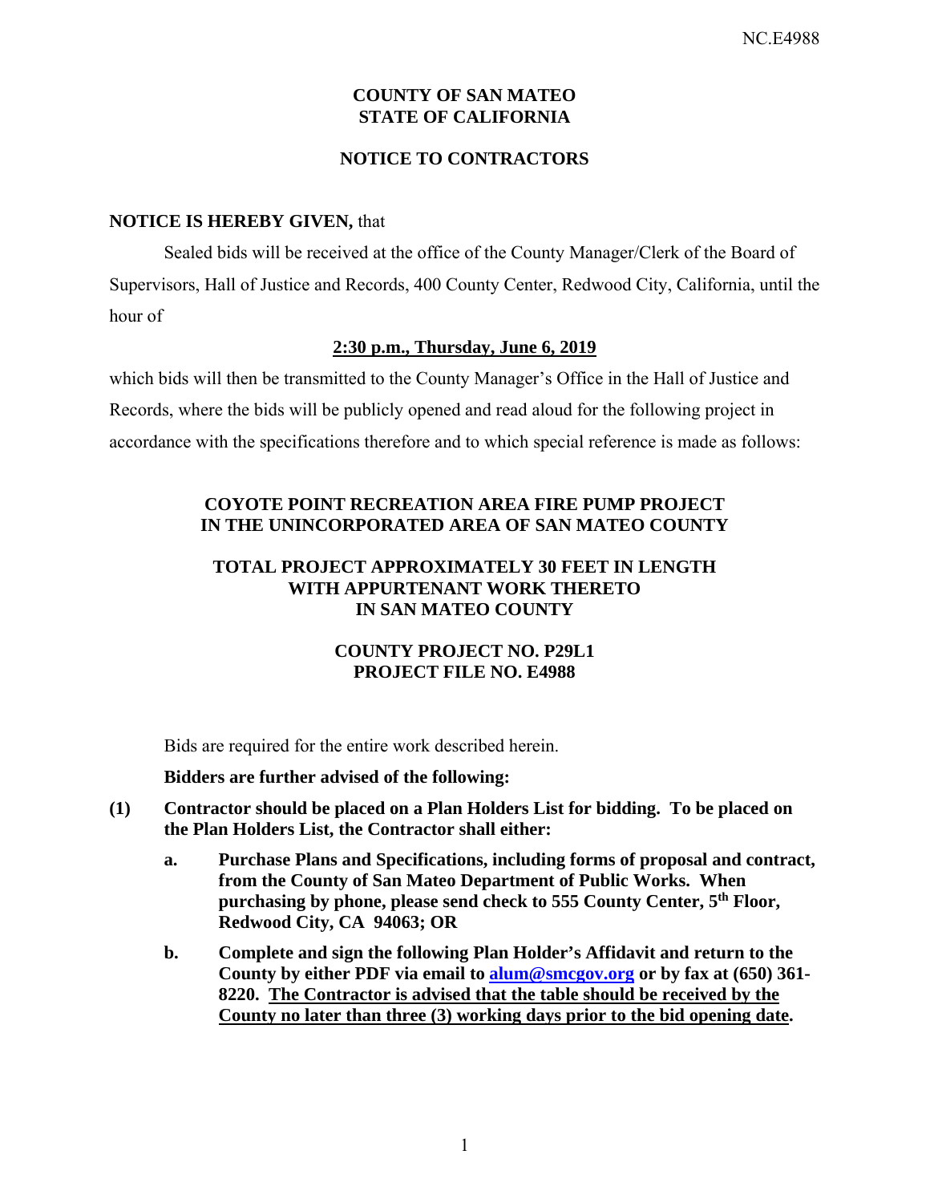# COUNTY OF SAN MATEO
# STATE OF CALIFORNIA

## NOTICE TO CONTRACTORS

**NOTICE IS HEREBY GIVEN,** that

Sealed bids will be received at the office of the County Manager/Clerk of the Board of Supervisors, Hall of Justice and Records, 400 County Center, Redwood City, California, until the hour of

**2:30 p.m., Thursday, June 6, 2019**

which bids will then be transmitted to the County Manager's Office in the Hall of Justice and Records, where the bids will be publicly opened and read aloud for the following project in accordance with the specifications therefore and to which special reference is made as follows:

**COYOTE POINT RECREATION AREA FIRE PUMP PROJECT**
**IN THE UNINCORPORATED AREA OF SAN MATEO COUNTY**

**TOTAL PROJECT APPROXIMATELY 30 FEET IN LENGTH**
**WITH APPURTENANT WORK THERETO**
**IN SAN MATEO COUNTY**

**COUNTY PROJECT NO. P29L1**
**PROJECT FILE NO. E4988**

Bids are required for the entire work described herein.

**Bidders are further advised of the following:**

**(1) Contractor should be placed on a Plan Holders List for bidding. To be placed on the Plan Holders List, the Contractor shall either:**

   **a. Purchase Plans and Specifications, including forms of proposal and contract, from the County of San Mateo Department of Public Works. When purchasing by phone, please send check to 555 County Center, 5th Floor, Redwood City, CA 94063; OR**

   **b. Complete and sign the following Plan Holder's Affidavit and return to the County by either PDF via email to alum@smcgov.org or by fax at (650) 361-8220. <u>The Contractor is advised that the table should be received by the County no later than three (3) working days prior to the bid opening date</u>.**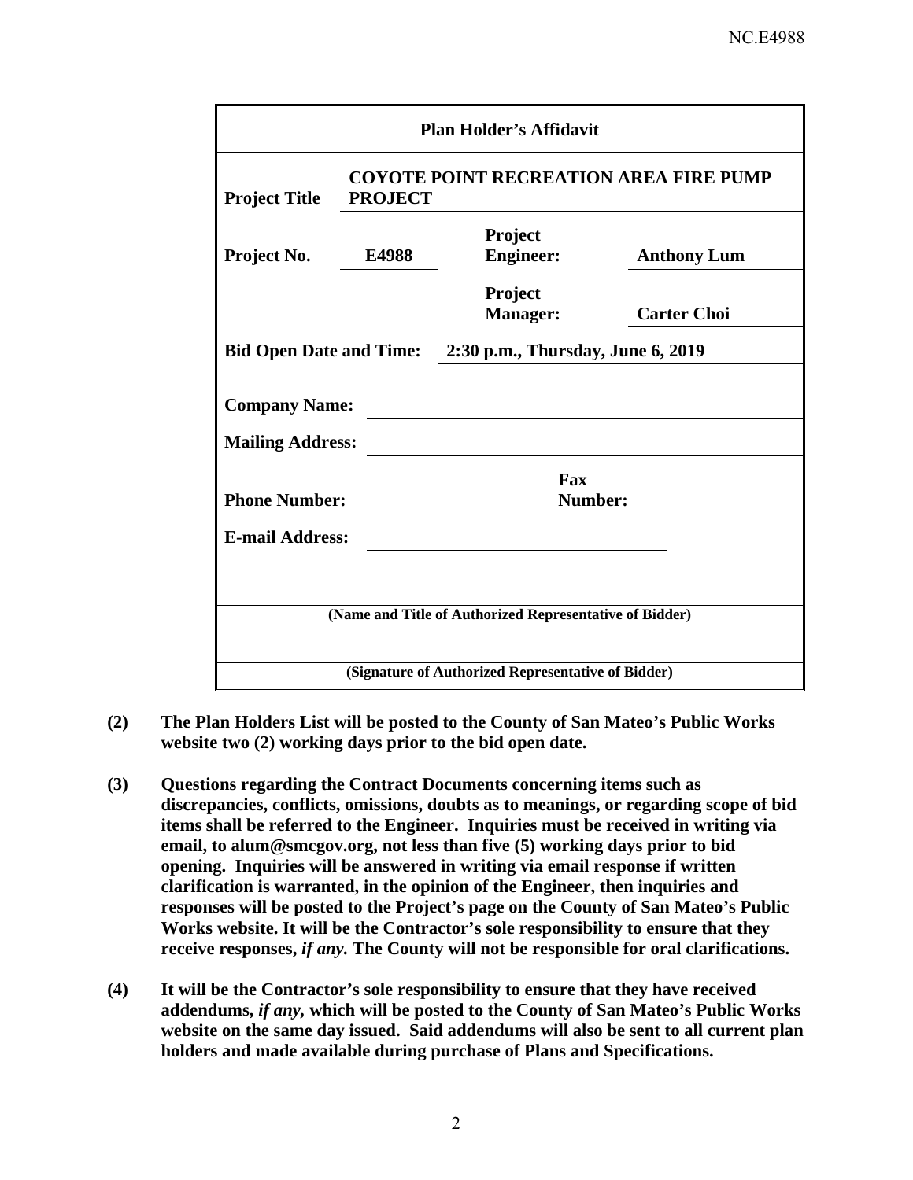| Plan Holder's Affidavit | | | |
|---|---|---|---|
| **Project Title** | **COYOTE POINT RECREATION AREA FIRE PUMP PROJECT** | | |
| **Project No.** | **E4988** | **Project Engineer:** | **Anthony Lum** |
| | | **Project Manager:** | **Carter Choi** |
| **Bid Open Date and Time:** | **2:30 p.m., Thursday, June 6, 2019** | | |
| **Company Name:** | | | |
| **Mailing Address:** | | | |
| **Phone Number:** | | **Fax Number:** | |
| **E-mail Address:** | | | |
| **(Name and Title of Authorized Representative of Bidder)** | | | |
| **(Signature of Authorized Representative of Bidder)** | | | |

**(2)** **The Plan Holders List will be posted to the County of San Mateo's Public Works website two (2) working days prior to the bid open date.**

**(3)** **Questions regarding the Contract Documents concerning items such as discrepancies, conflicts, omissions, doubts as to meanings, or regarding scope of bid items shall be referred to the Engineer. Inquiries must be received in writing via email, to alum@smcgov.org, not less than five (5) working days prior to bid opening. Inquiries will be answered in writing via email response if written clarification is warranted, in the opinion of the Engineer, then inquiries and responses will be posted to the Project's page on the County of San Mateo's Public Works website. It will be the Contractor's sole responsibility to ensure that they receive responses, *if any.* The County will not be responsible for oral clarifications.**

**(4)** **It will be the Contractor's sole responsibility to ensure that they have received addendums, *if any,* which will be posted to the County of San Mateo's Public Works website on the same day issued. Said addendums will also be sent to all current plan holders and made available during purchase of Plans and Specifications.**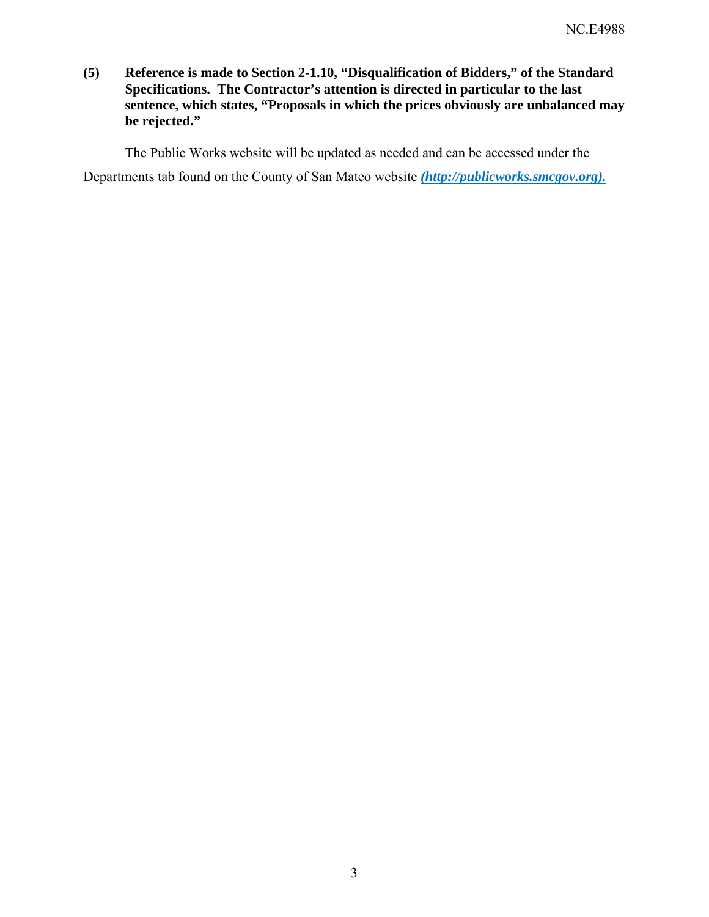**(5) Reference is made to Section 2-1.10, "Disqualification of Bidders," of the Standard Specifications. The Contractor's attention is directed in particular to the last sentence, which states, "Proposals in which the prices obviously are unbalanced may be rejected."**

The Public Works website will be updated as needed and can be accessed under the Departments tab found on the County of San Mateo website ***(http://publicworks.smcgov.org).***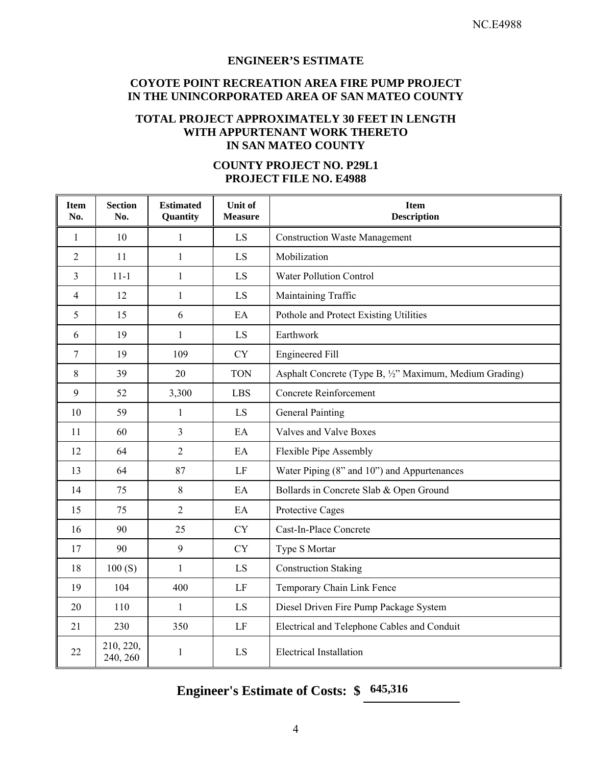## ENGINEER'S ESTIMATE

## COYOTE POINT RECREATION AREA FIRE PUMP PROJECT IN THE UNINCORPORATED AREA OF SAN MATEO COUNTY

## TOTAL PROJECT APPROXIMATELY 30 FEET IN LENGTH WITH APPURTENANT WORK THERETO IN SAN MATEO COUNTY

## COUNTY PROJECT NO. P29L1 PROJECT FILE NO. E4988

| Item No. | Section No. | Estimated Quantity | Unit of Measure | Item Description |
|---|---|---|---|---|
| 1 | 10 | 1 | LS | Construction Waste Management |
| 2 | 11 | 1 | LS | Mobilization |
| 3 | 11-1 | 1 | LS | Water Pollution Control |
| 4 | 12 | 1 | LS | Maintaining Traffic |
| 5 | 15 | 6 | EA | Pothole and Protect Existing Utilities |
| 6 | 19 | 1 | LS | Earthwork |
| 7 | 19 | 109 | CY | Engineered Fill |
| 8 | 39 | 20 | TON | Asphalt Concrete (Type B, ½" Maximum, Medium Grading) |
| 9 | 52 | 3,300 | LBS | Concrete Reinforcement |
| 10 | 59 | 1 | LS | General Painting |
| 11 | 60 | 3 | EA | Valves and Valve Boxes |
| 12 | 64 | 2 | EA | Flexible Pipe Assembly |
| 13 | 64 | 87 | LF | Water Piping (8" and 10") and Appurtenances |
| 14 | 75 | 8 | EA | Bollards in Concrete Slab & Open Ground |
| 15 | 75 | 2 | EA | Protective Cages |
| 16 | 90 | 25 | CY | Cast-In-Place Concrete |
| 17 | 90 | 9 | CY | Type S Mortar |
| 18 | 100 (S) | 1 | LS | Construction Staking |
| 19 | 104 | 400 | LF | Temporary Chain Link Fence |
| 20 | 110 | 1 | LS | Diesel Driven Fire Pump Package System |
| 21 | 230 | 350 | LF | Electrical and Telephone Cables and Conduit |
| 22 | 210, 220, 240, 260 | 1 | LS | Electrical Installation |

**Engineer's Estimate of Costs: $ 645,316**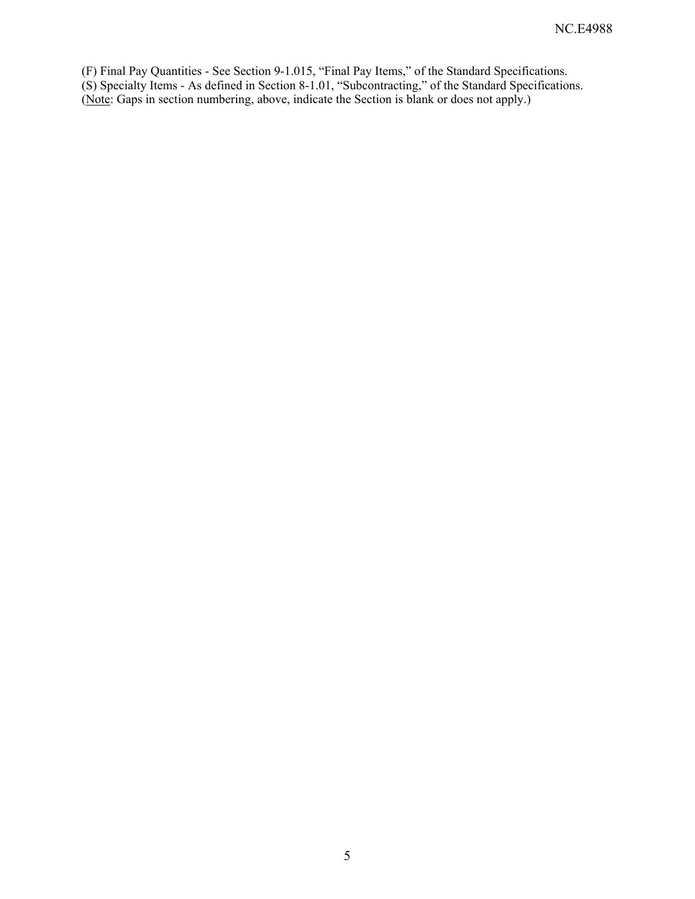(F) Final Pay Quantities - See Section 9-1.015, "Final Pay Items," of the Standard Specifications.
(S) Specialty Items - As defined in Section 8-1.01, "Subcontracting," of the Standard Specifications.
(Note: Gaps in section numbering, above, indicate the Section is blank or does not apply.)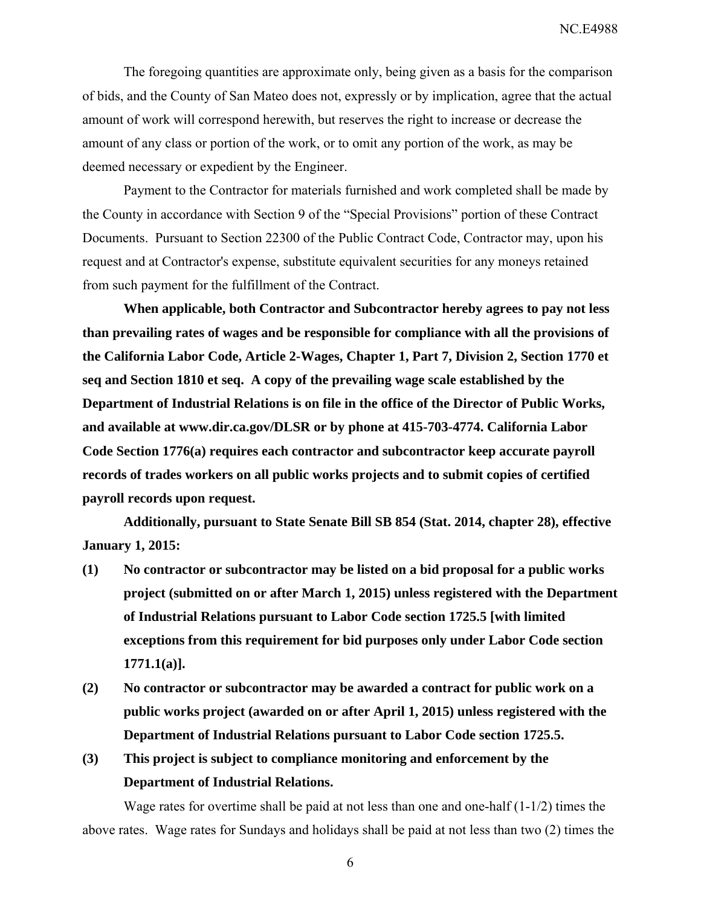The foregoing quantities are approximate only, being given as a basis for the comparison of bids, and the County of San Mateo does not, expressly or by implication, agree that the actual amount of work will correspond herewith, but reserves the right to increase or decrease the amount of any class or portion of the work, or to omit any portion of the work, as may be deemed necessary or expedient by the Engineer.

Payment to the Contractor for materials furnished and work completed shall be made by the County in accordance with Section 9 of the "Special Provisions" portion of these Contract Documents. Pursuant to Section 22300 of the Public Contract Code, Contractor may, upon his request and at Contractor's expense, substitute equivalent securities for any moneys retained from such payment for the fulfillment of the Contract.

**When applicable, both Contractor and Subcontractor hereby agrees to pay not less than prevailing rates of wages and be responsible for compliance with all the provisions of the California Labor Code, Article 2-Wages, Chapter 1, Part 7, Division 2, Section 1770 et seq and Section 1810 et seq. A copy of the prevailing wage scale established by the Department of Industrial Relations is on file in the office of the Director of Public Works, and available at www.dir.ca.gov/DLSR or by phone at 415-703-4774. California Labor Code Section 1776(a) requires each contractor and subcontractor keep accurate payroll records of trades workers on all public works projects and to submit copies of certified payroll records upon request.**

**Additionally, pursuant to State Senate Bill SB 854 (Stat. 2014, chapter 28), effective January 1, 2015:**

**(1) No contractor or subcontractor may be listed on a bid proposal for a public works project (submitted on or after March 1, 2015) unless registered with the Department of Industrial Relations pursuant to Labor Code section 1725.5 [with limited exceptions from this requirement for bid purposes only under Labor Code section 1771.1(a)].**

**(2) No contractor or subcontractor may be awarded a contract for public work on a public works project (awarded on or after April 1, 2015) unless registered with the Department of Industrial Relations pursuant to Labor Code section 1725.5.**

**(3) This project is subject to compliance monitoring and enforcement by the Department of Industrial Relations.**

Wage rates for overtime shall be paid at not less than one and one-half (1-1/2) times the above rates. Wage rates for Sundays and holidays shall be paid at not less than two (2) times the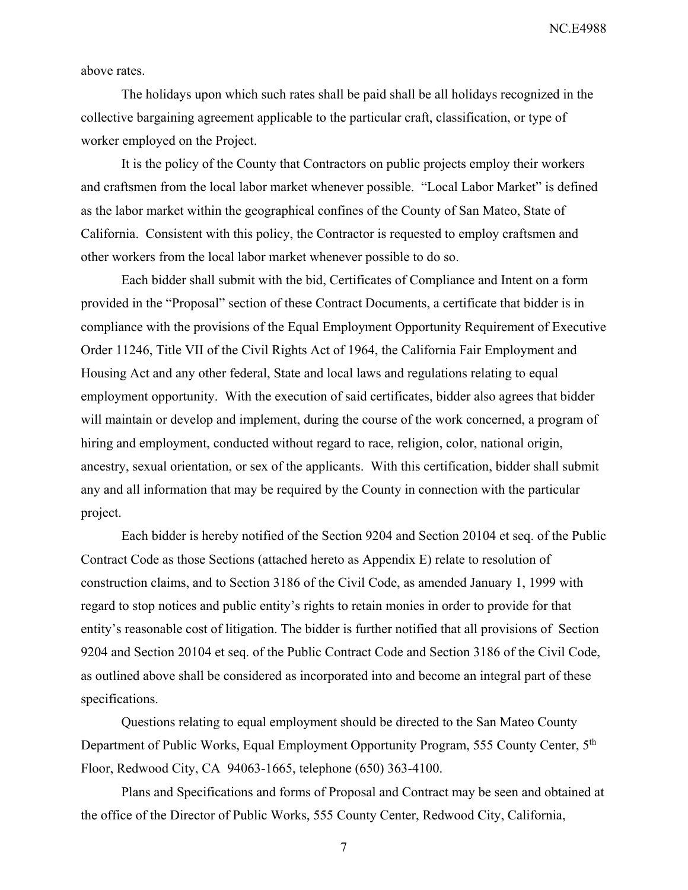above rates.

The holidays upon which such rates shall be paid shall be all holidays recognized in the collective bargaining agreement applicable to the particular craft, classification, or type of worker employed on the Project.

It is the policy of the County that Contractors on public projects employ their workers and craftsmen from the local labor market whenever possible. “Local Labor Market” is defined as the labor market within the geographical confines of the County of San Mateo, State of California. Consistent with this policy, the Contractor is requested to employ craftsmen and other workers from the local labor market whenever possible to do so.

Each bidder shall submit with the bid, Certificates of Compliance and Intent on a form provided in the “Proposal” section of these Contract Documents, a certificate that bidder is in compliance with the provisions of the Equal Employment Opportunity Requirement of Executive Order 11246, Title VII of the Civil Rights Act of 1964, the California Fair Employment and Housing Act and any other federal, State and local laws and regulations relating to equal employment opportunity. With the execution of said certificates, bidder also agrees that bidder will maintain or develop and implement, during the course of the work concerned, a program of hiring and employment, conducted without regard to race, religion, color, national origin, ancestry, sexual orientation, or sex of the applicants. With this certification, bidder shall submit any and all information that may be required by the County in connection with the particular project.

Each bidder is hereby notified of the Section 9204 and Section 20104 et seq. of the Public Contract Code as those Sections (attached hereto as Appendix E) relate to resolution of construction claims, and to Section 3186 of the Civil Code, as amended January 1, 1999 with regard to stop notices and public entity’s rights to retain monies in order to provide for that entity’s reasonable cost of litigation. The bidder is further notified that all provisions of Section 9204 and Section 20104 et seq. of the Public Contract Code and Section 3186 of the Civil Code, as outlined above shall be considered as incorporated into and become an integral part of these specifications.

Questions relating to equal employment should be directed to the San Mateo County Department of Public Works, Equal Employment Opportunity Program, 555 County Center, 5th Floor, Redwood City, CA 94063-1665, telephone (650) 363-4100.

Plans and Specifications and forms of Proposal and Contract may be seen and obtained at the office of the Director of Public Works, 555 County Center, Redwood City, California,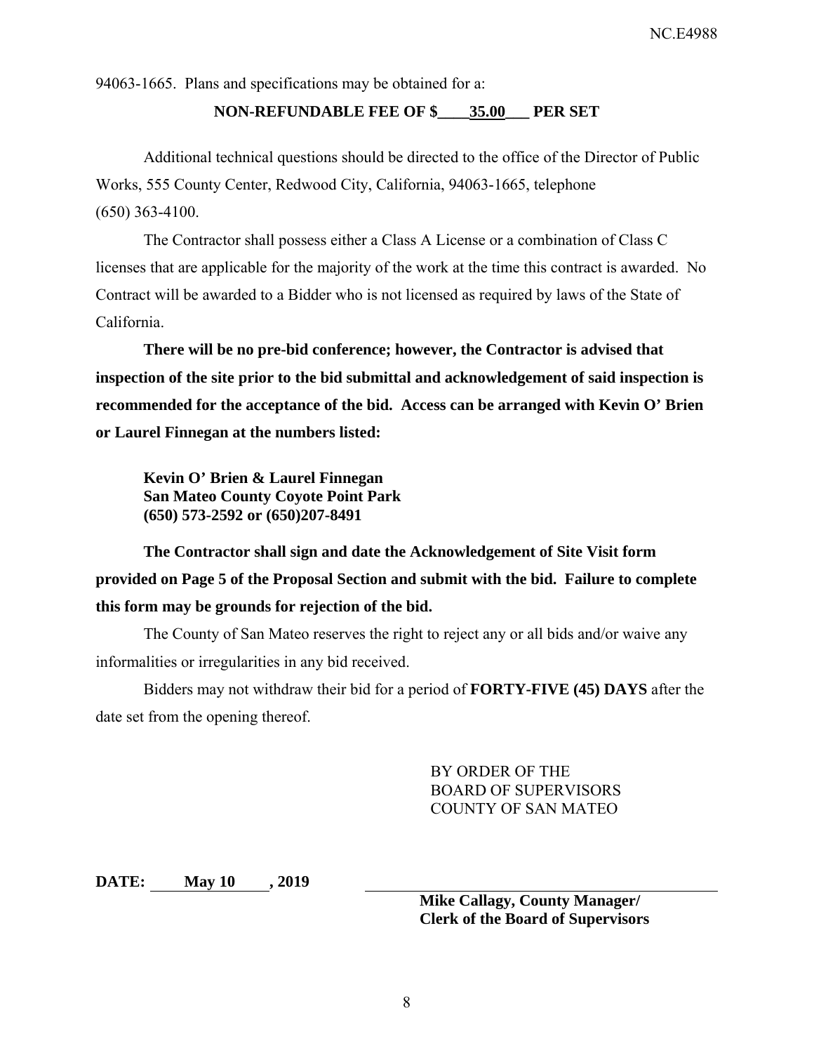94063-1665. Plans and specifications may be obtained for a:

**NON-REFUNDABLE FEE OF $____35.00___ PER SET**

Additional technical questions should be directed to the office of the Director of Public Works, 555 County Center, Redwood City, California, 94063-1665, telephone (650) 363-4100.

The Contractor shall possess either a Class A License or a combination of Class C licenses that are applicable for the majority of the work at the time this contract is awarded. No Contract will be awarded to a Bidder who is not licensed as required by laws of the State of California.

**There will be no pre-bid conference; however, the Contractor is advised that inspection of the site prior to the bid submittal and acknowledgement of said inspection is recommended for the acceptance of the bid. Access can be arranged with Kevin O' Brien or Laurel Finnegan at the numbers listed:**

**Kevin O' Brien & Laurel Finnegan**
**San Mateo County Coyote Point Park**
**(650) 573-2592 or (650)207-8491**

**The Contractor shall sign and date the Acknowledgement of Site Visit form provided on Page 5 of the Proposal Section and submit with the bid. Failure to complete this form may be grounds for rejection of the bid.**

The County of San Mateo reserves the right to reject any or all bids and/or waive any informalities or irregularities in any bid received.

Bidders may not withdraw their bid for a period of **FORTY-FIVE (45) DAYS** after the date set from the opening thereof.

BY ORDER OF THE
BOARD OF SUPERVISORS
COUNTY OF SAN MATEO

**DATE: May 10 , 2019**

**Mike Callagy, County Manager/**
**Clerk of the Board of Supervisors**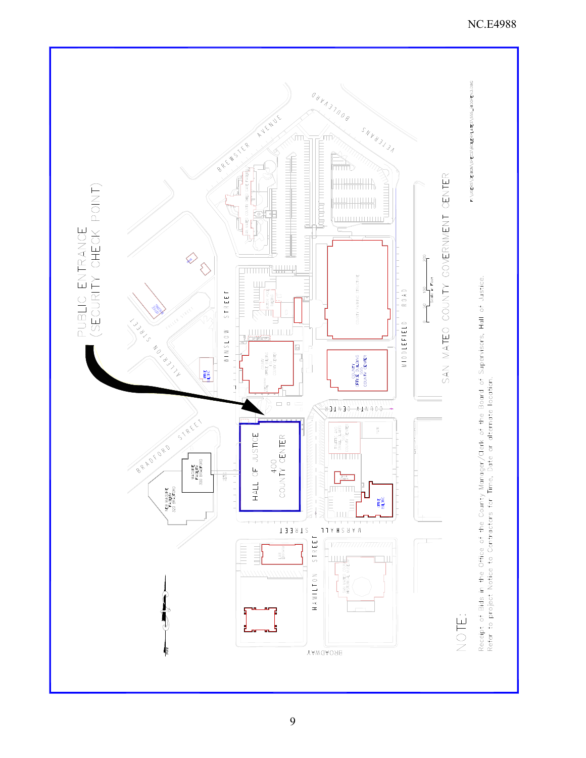NC.E4988

PUBLIC ENTRANCE
(SECURITY CHECK POINT)

HALL OF JUSTICE
400
COUNTY CENTER

SAN MATEO COUNTY GOVERNMENT CENTER

BREWSTER AVENUE

VETERANS BOULEVARD

WINSLOW STREET

MIDDLEFIELD ROAD

ALLERTON STREET

BRADFORD STREET

MARSHALL STREET

HAMILTON STREET

BROADWAY

COUNTY CENTER

NOTE:

Receipt of Bids in the Office of the County Manager/Clerk of the Board of Supervisors, Hall of Justice.
Refer to project Notice to Contractors for Time, Date or alternate location.